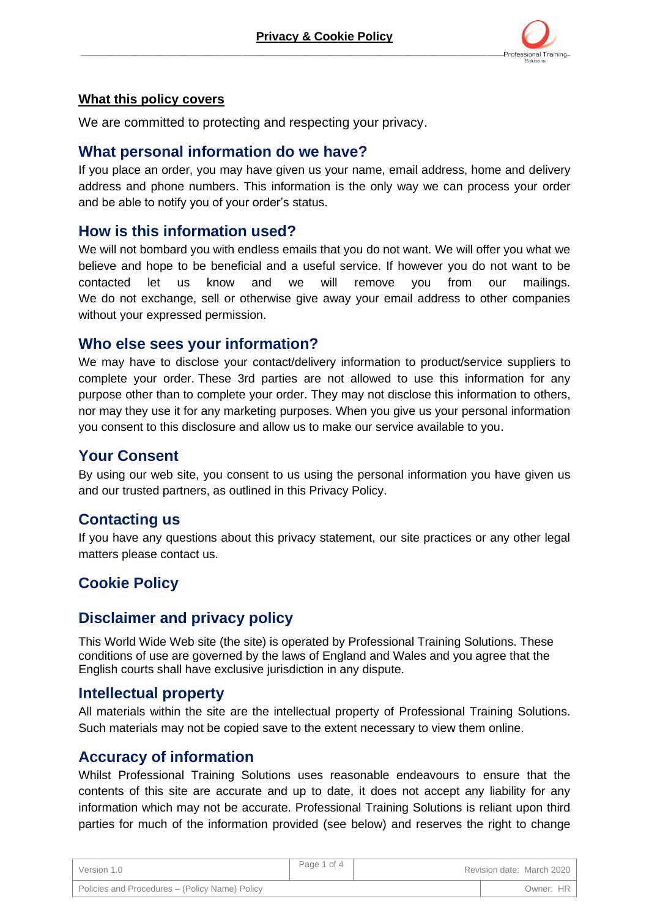# Privacy & Cookie Policy

**What this policy covers**

We are committed to protecting and respecting your privacy.

## What personal information do we have?

If you place an order, you may have given us your name, email address, home and delivery address and phone numbers. This information is the only way we can process your order and be able to notify you of your order's status.

## How is this information used?

We will not bombard you with endless emails that you do not want. We will offer you what we believe and hope to be beneficial and a useful service. If however you do not want to be contacted let us know and we will remove you from our mailings. We do not exchange, sell or otherwise give away your email address to other companies without your expressed permission.

## Who else sees your information?

We may have to disclose your contact/delivery information to product/service suppliers to complete your order. These 3rd parties are not allowed to use this information for any purpose other than to complete your order. They may not disclose this information to others, nor may they use it for any marketing purposes. When you give us your personal information you consent to this disclosure and allow us to make our service available to you.

## Your Consent

By using our web site, you consent to us using the personal information you have given us and our trusted partners, as outlined in this Privacy Policy.

## Contacting us

If you have any questions about this privacy statement, our site practices or any other legal matters please contact us.

## Cookie Policy

## Disclaimer and privacy policy

This World Wide Web site (the site) is operated by Professional Training Solutions. These conditions of use are governed by the laws of England and Wales and you agree that the English courts shall have exclusive jurisdiction in any dispute.

## Intellectual property

All materials within the site are the intellectual property of Professional Training Solutions. Such materials may not be copied save to the extent necessary to view them online.

## Accuracy of information

Whilst Professional Training Solutions uses reasonable endeavours to ensure that the contents of this site are accurate and up to date, it does not accept any liability for any information which may not be accurate. Professional Training Solutions is reliant upon third parties for much of the information provided (see below) and reserves the right to change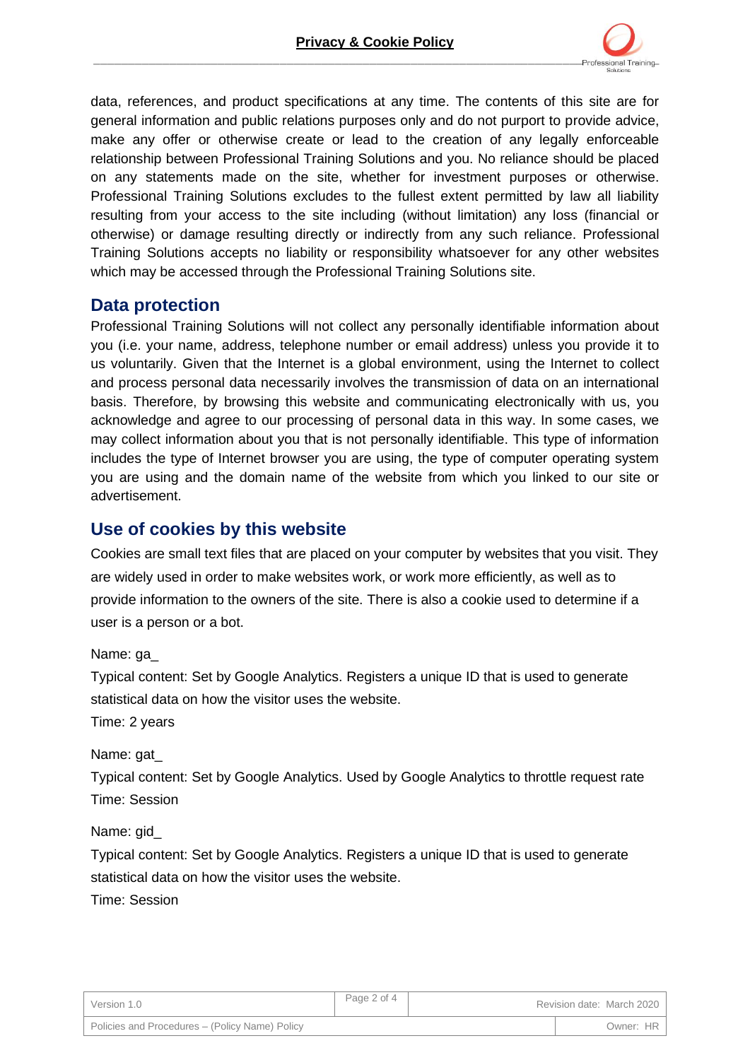data, references, and product specifications at any time. The contents of this site are for general information and public relations purposes only and do not purport to provide advice, make any offer or otherwise create or lead to the creation of any legally enforceable relationship between Professional Training Solutions and you. No reliance should be placed on any statements made on the site, whether for investment purposes or otherwise. Professional Training Solutions excludes to the fullest extent permitted by law all liability resulting from your access to the site including (without limitation) any loss (financial or otherwise) or damage resulting directly or indirectly from any such reliance. Professional Training Solutions accepts no liability or responsibility whatsoever for any other websites which may be accessed through the Professional Training Solutions site.

## Data protection

Professional Training Solutions will not collect any personally identifiable information about you (i.e. your name, address, telephone number or email address) unless you provide it to us voluntarily. Given that the Internet is a global environment, using the Internet to collect and process personal data necessarily involves the transmission of data on an international basis. Therefore, by browsing this website and communicating electronically with us, you acknowledge and agree to our processing of personal data in this way. In some cases, we may collect information about you that is not personally identifiable. This type of information includes the type of Internet browser you are using, the type of computer operating system you are using and the domain name of the website from which you linked to our site or advertisement.

## Use of cookies by this website

Cookies are small text files that are placed on your computer by websites that you visit. They are widely used in order to make websites work, or work more efficiently, as well as to provide information to the owners of the site. There is also a cookie used to determine if a user is a person or a bot.

Name: ga_
Typical content: Set by Google Analytics. Registers a unique ID that is used to generate statistical data on how the visitor uses the website.
Time: 2 years

Name: gat_
Typical content: Set by Google Analytics. Used by Google Analytics to throttle request rate
Time: Session

Name: gid_
Typical content: Set by Google Analytics. Registers a unique ID that is used to generate statistical data on how the visitor uses the website.
Time: Session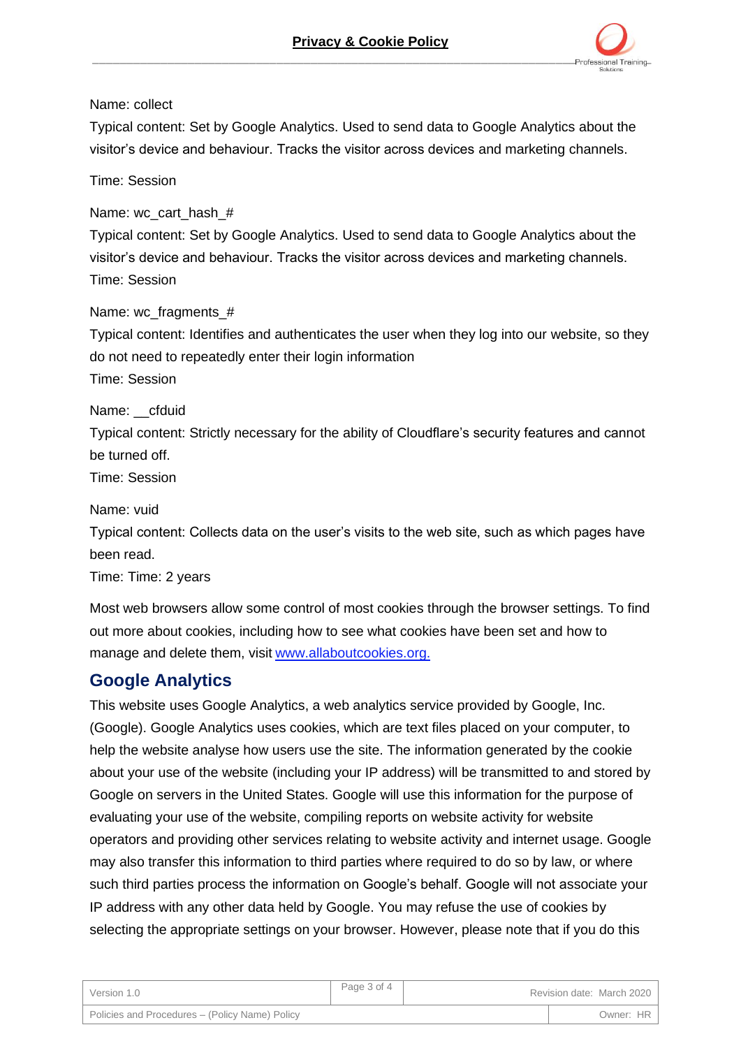Name: collect

Typical content: Set by Google Analytics. Used to send data to Google Analytics about the visitor's device and behaviour. Tracks the visitor across devices and marketing channels.

Time: Session

Name: wc_cart_hash_#

Typical content: Set by Google Analytics. Used to send data to Google Analytics about the visitor's device and behaviour. Tracks the visitor across devices and marketing channels.

Time: Session

Name: wc_fragments_#

Typical content: Identifies and authenticates the user when they log into our website, so they do not need to repeatedly enter their login information

Time: Session

Name: __cfduid

Typical content: Strictly necessary for the ability of Cloudflare's security features and cannot be turned off.

Time: Session

Name: vuid

Typical content: Collects data on the user's visits to the web site, such as which pages have been read.

Time: Time: 2 years

Most web browsers allow some control of most cookies through the browser settings. To find out more about cookies, including how to see what cookies have been set and how to manage and delete them, visit www.allaboutcookies.org.

## Google Analytics

This website uses Google Analytics, a web analytics service provided by Google, Inc. (Google). Google Analytics uses cookies, which are text files placed on your computer, to help the website analyse how users use the site. The information generated by the cookie about your use of the website (including your IP address) will be transmitted to and stored by Google on servers in the United States. Google will use this information for the purpose of evaluating your use of the website, compiling reports on website activity for website operators and providing other services relating to website activity and internet usage. Google may also transfer this information to third parties where required to do so by law, or where such third parties process the information on Google's behalf. Google will not associate your IP address with any other data held by Google. You may refuse the use of cookies by selecting the appropriate settings on your browser. However, please note that if you do this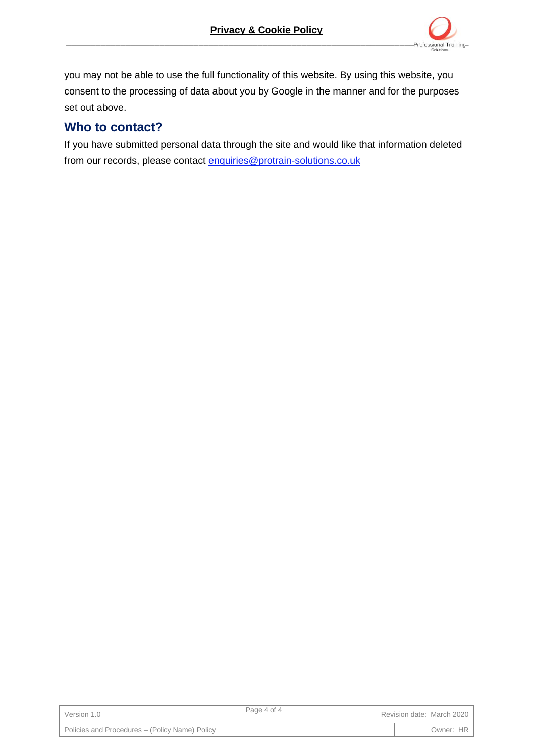you may not be able to use the full functionality of this website. By using this website, you consent to the processing of data about you by Google in the manner and for the purposes set out above.

## Who to contact?

If you have submitted personal data through the site and would like that information deleted from our records, please contact enquiries@protrain-solutions.co.uk